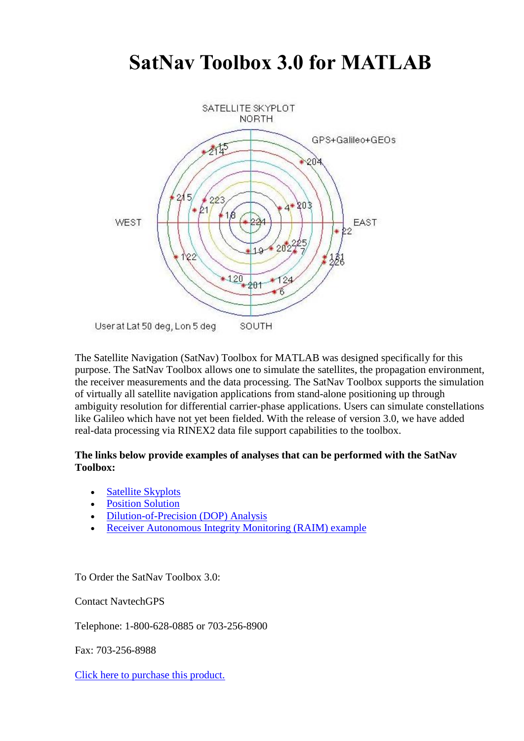# SatNav Toolbox 3.0 for MATLAB

The Satellite Navigation (SatNav) Toolbox for MATLAB was designed specifically for this purpose. The SatNav Toolbox allows one to simulate the satellites, the propagation environment, the receiver measurements and the data processing. The SatNav Toolbox supports the simulation of virtually all satellite navigation applications from stand-alone positioning up through ambiguity resolution for differential carrier-phase applications. Users can simulate constellations like Galileo which have not yet been fielded. With the release of version 3.0, we have added real-data processing via RINEX2 data file support capabilities to the toolbox.

**The links below provide examples of analyses that can be performed with the SatNav Toolbox:**

- Satellite Skyplots
- Position Solution
- Dilution-of-Precision (DOP) Analysis
- Receiver Autonomous Integrity Monitoring (RAIM) example

To Order the SatNav Toolbox 3.0:

Contact NavtechGPS

Telephone: 1-800-628-0885 or 703-256-8900

Fax: 703-256-8988

Click here to purchase this product.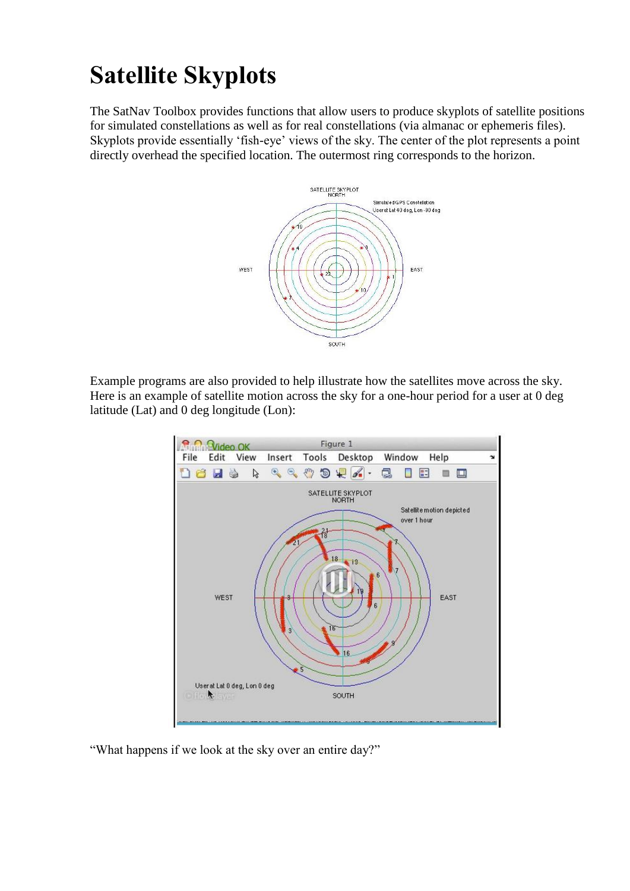# Satellite Skyplots

The SatNav Toolbox provides functions that allow users to produce skyplots of satellite positions for simulated constellations as well as for real constellations (via almanac or ephemeris files). Skyplots provide essentially 'fish-eye' views of the sky. The center of the plot represents a point directly overhead the specified location. The outermost ring corresponds to the horizon.

Example programs are also provided to help illustrate how the satellites move across the sky. Here is an example of satellite motion across the sky for a one-hour period for a user at 0 deg latitude (Lat) and 0 deg longitude (Lon):

"What happens if we look at the sky over an entire day?"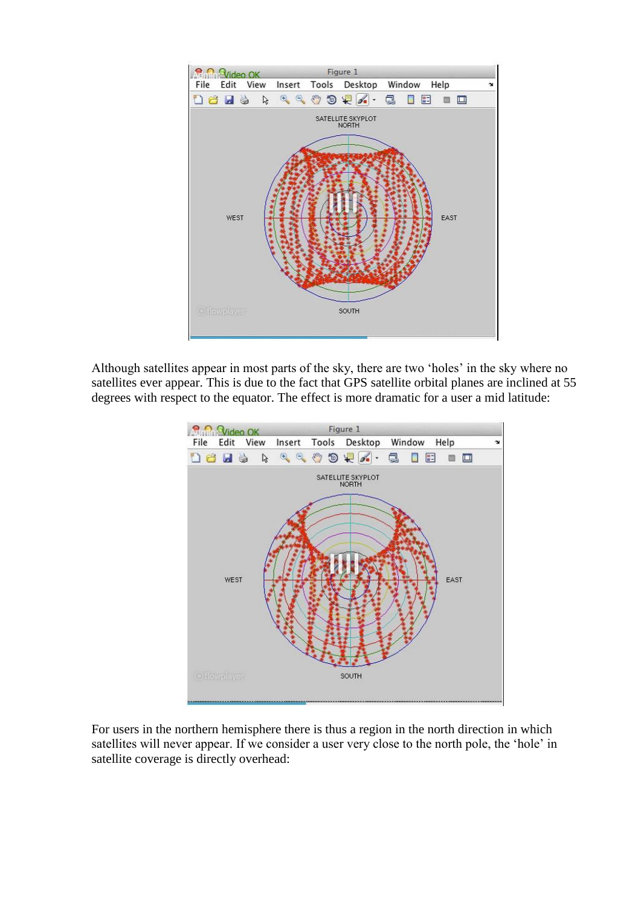Although satellites appear in most parts of the sky, there are two 'holes' in the sky where no satellites ever appear. This is due to the fact that GPS satellite orbital planes are inclined at 55 degrees with respect to the equator. The effect is more dramatic for a user a mid latitude:

For users in the northern hemisphere there is thus a region in the north direction in which satellites will never appear. If we consider a user very close to the north pole, the 'hole' in satellite coverage is directly overhead: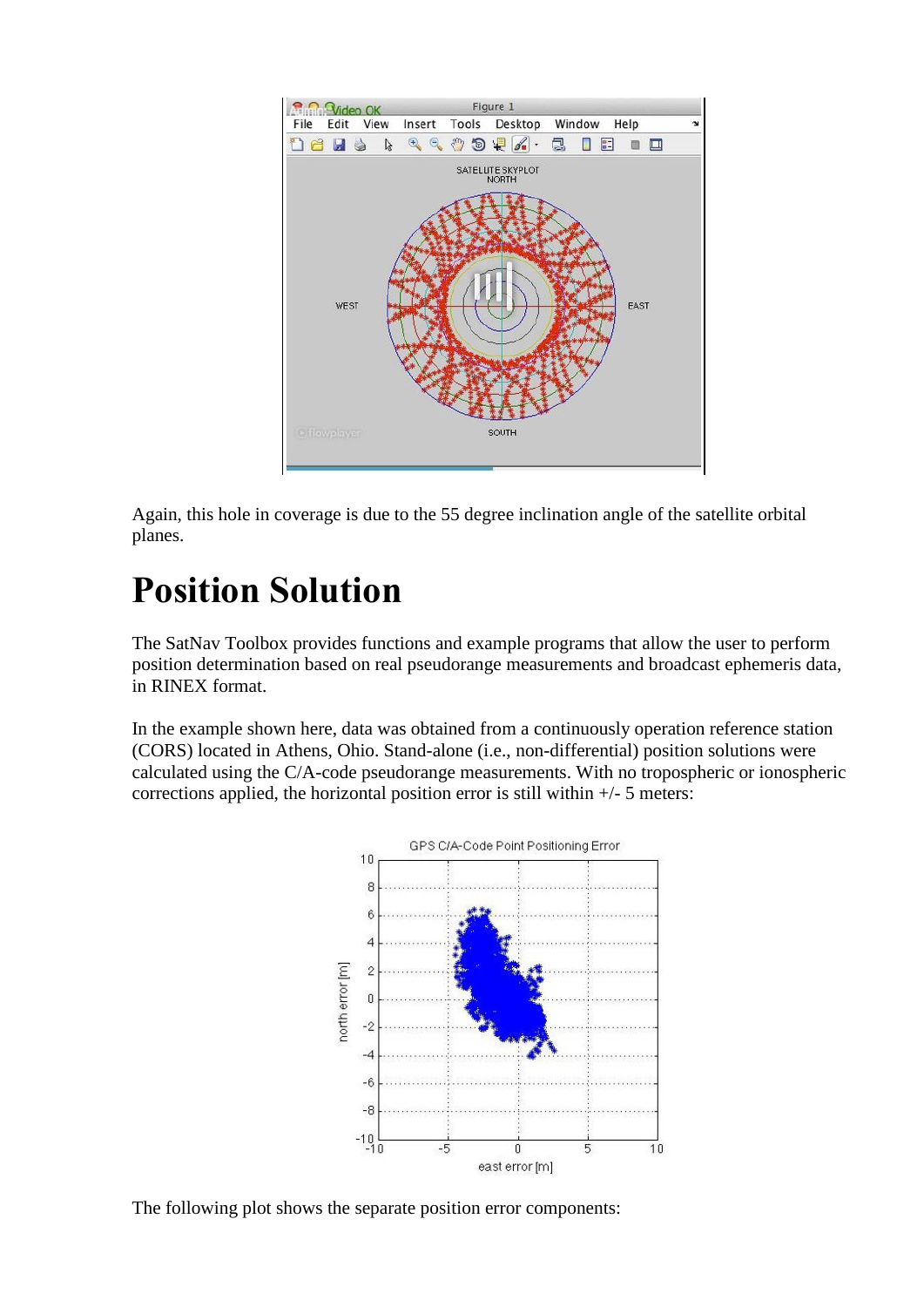Again, this hole in coverage is due to the 55 degree inclination angle of the satellite orbital planes.

# Position Solution

The SatNav Toolbox provides functions and example programs that allow the user to perform position determination based on real pseudorange measurements and broadcast ephemeris data, in RINEX format.

In the example shown here, data was obtained from a continuously operation reference station (CORS) located in Athens, Ohio. Stand-alone (i.e., non-differential) position solutions were calculated using the C/A-code pseudorange measurements. With no tropospheric or ionospheric corrections applied, the horizontal position error is still within +/- 5 meters:

The following plot shows the separate position error components: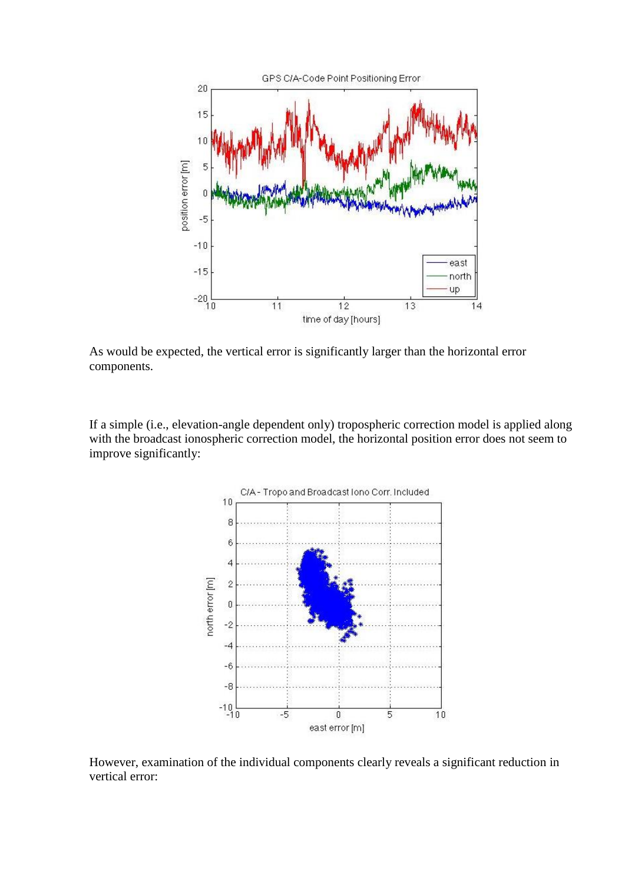As would be expected, the vertical error is significantly larger than the horizontal error components.

If a simple (i.e., elevation-angle dependent only) tropospheric correction model is applied along with the broadcast ionospheric correction model, the horizontal position error does not seem to improve significantly:

However, examination of the individual components clearly reveals a significant reduction in vertical error: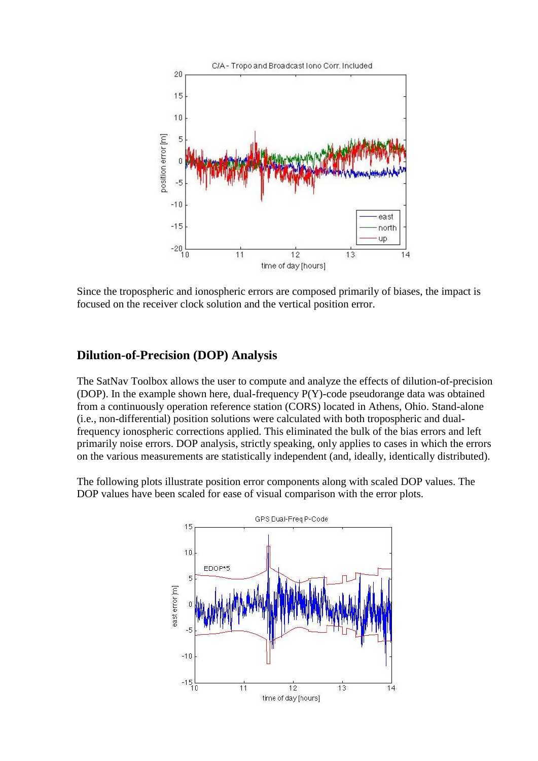Since the tropospheric and ionospheric errors are composed primarily of biases, the impact is focused on the receiver clock solution and the vertical position error.

## Dilution-of-Precision (DOP) Analysis

The SatNav Toolbox allows the user to compute and analyze the effects of dilution-of-precision (DOP). In the example shown here, dual-frequency P(Y)-code pseudorange data was obtained from a continuously operation reference station (CORS) located in Athens, Ohio. Stand-alone (i.e., non-differential) position solutions were calculated with both tropospheric and dual-frequency ionospheric corrections applied. This eliminated the bulk of the bias errors and left primarily noise errors. DOP analysis, strictly speaking, only applies to cases in which the errors on the various measurements are statistically independent (and, ideally, identically distributed).

The following plots illustrate position error components along with scaled DOP values. The DOP values have been scaled for ease of visual comparison with the error plots.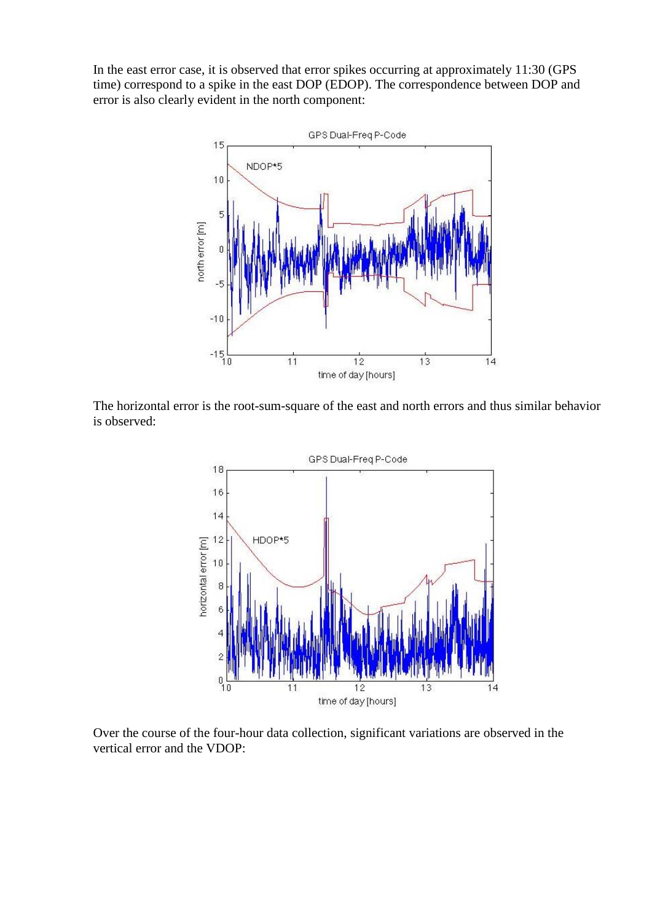In the east error case, it is observed that error spikes occurring at approximately 11:30 (GPS time) correspond to a spike in the east DOP (EDOP). The correspondence between DOP and error is also clearly evident in the north component:

The horizontal error is the root-sum-square of the east and north errors and thus similar behavior is observed:

Over the course of the four-hour data collection, significant variations are observed in the vertical error and the VDOP: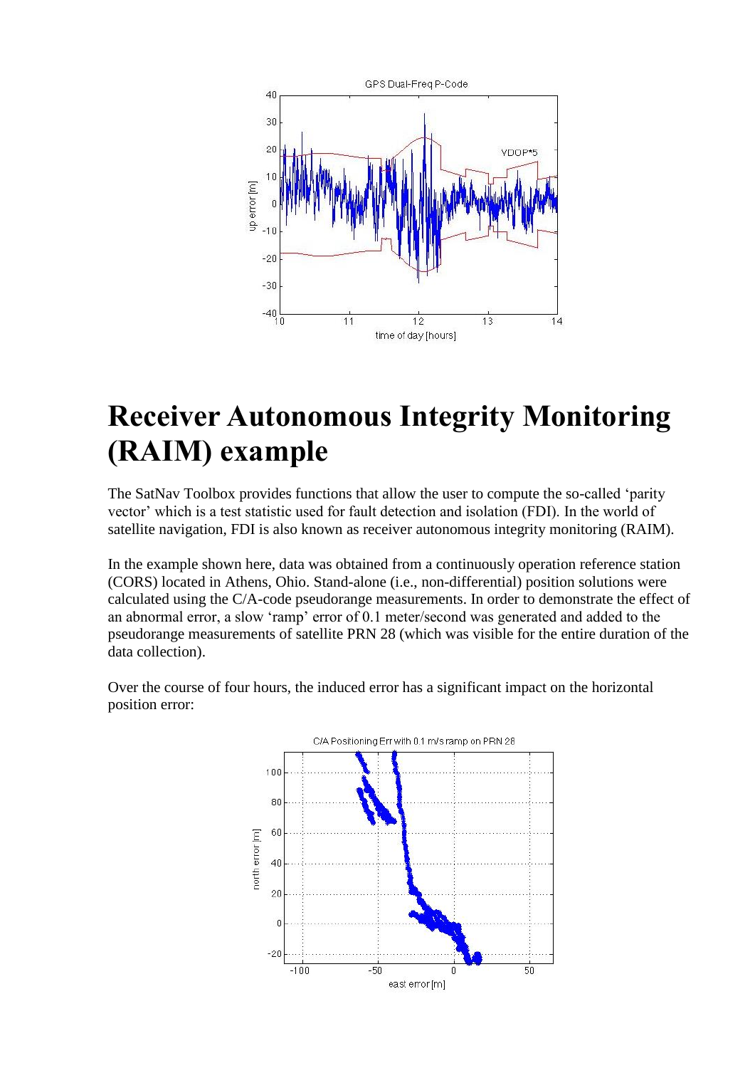# Receiver Autonomous Integrity Monitoring (RAIM) example

The SatNav Toolbox provides functions that allow the user to compute the so-called 'parity vector' which is a test statistic used for fault detection and isolation (FDI). In the world of satellite navigation, FDI is also known as receiver autonomous integrity monitoring (RAIM).

In the example shown here, data was obtained from a continuously operation reference station (CORS) located in Athens, Ohio. Stand-alone (i.e., non-differential) position solutions were calculated using the C/A-code pseudorange measurements. In order to demonstrate the effect of an abnormal error, a slow 'ramp' error of 0.1 meter/second was generated and added to the pseudorange measurements of satellite PRN 28 (which was visible for the entire duration of the data collection).

Over the course of four hours, the induced error has a significant impact on the horizontal position error: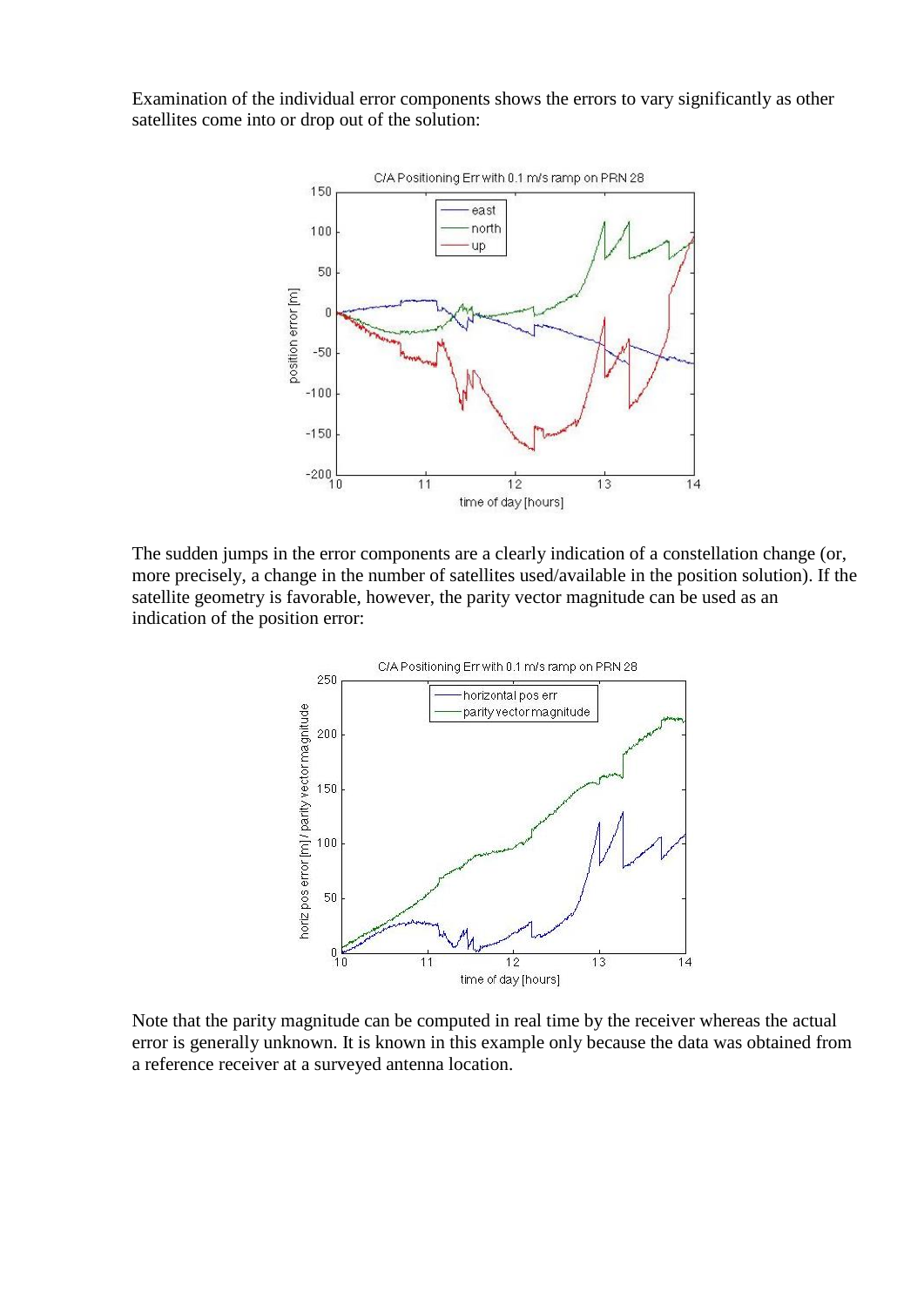Examination of the individual error components shows the errors to vary significantly as other satellites come into or drop out of the solution:

The sudden jumps in the error components are a clearly indication of a constellation change (or, more precisely, a change in the number of satellites used/available in the position solution). If the satellite geometry is favorable, however, the parity vector magnitude can be used as an indication of the position error:

Note that the parity magnitude can be computed in real time by the receiver whereas the actual error is generally unknown. It is known in this example only because the data was obtained from a reference receiver at a surveyed antenna location.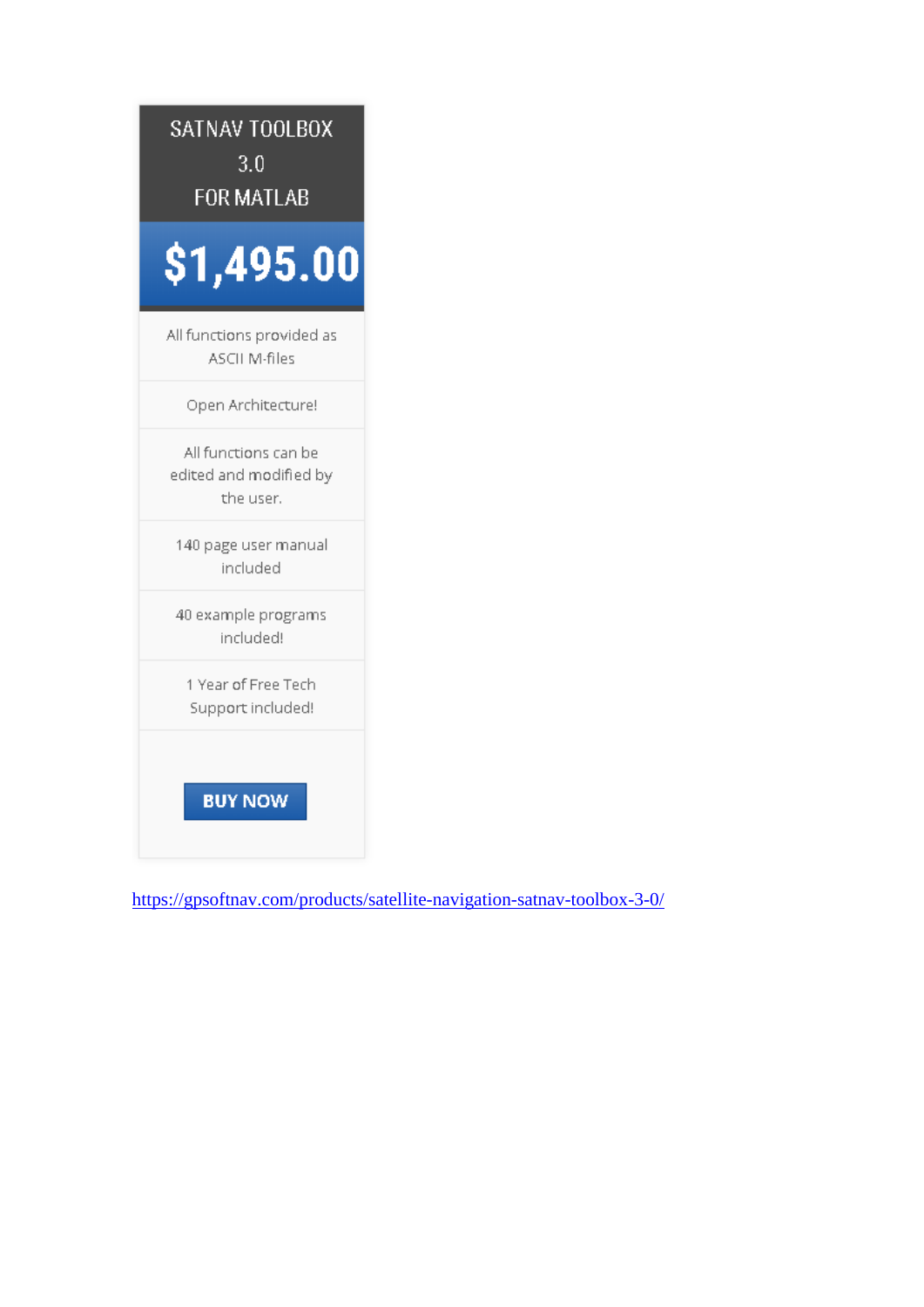SATNAV TOOLBOX 3.0 FOR MATLAB

**$1,495.00**

All functions provided as ASCII M-files

Open Architecture!

All functions can be edited and modified by the user.

140 page user manual included

40 example programs included!

1 Year of Free Tech Support included!

**BUY NOW**

https://gpsoftnav.com/products/satellite-navigation-satnav-toolbox-3-0/